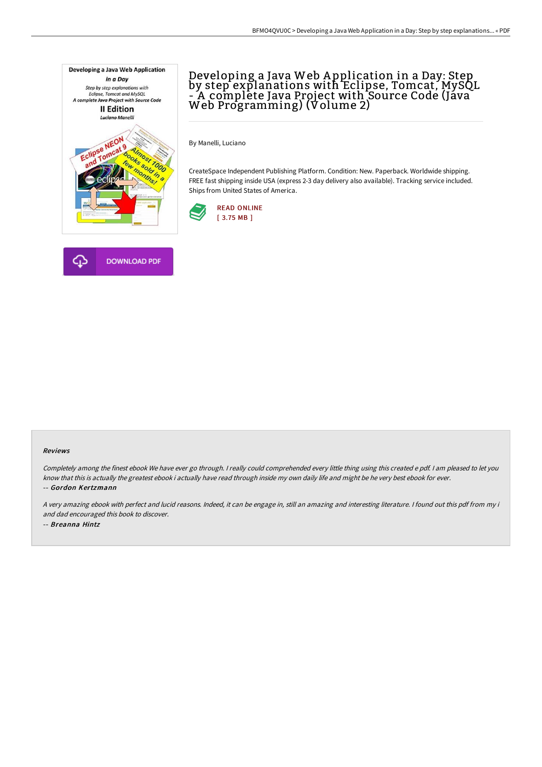# Developing a Java Web Application in a Day: Step by step explanations with Eclipse, Tomcat, MySQL - A complete Java Project with Source Code (Java Web Programming) (Volume 2)

By Manelli, Luciano

CreateSpace Independent Publishing Platform. Condition: New. Paperback. Worldwide shipping. FREE fast shipping inside USA (express 2-3 day delivery also available). Tracking service included. Ships from United States of America.

READ ONLINE
[ 3.75 MB ]

DOWNLOAD PDF

#### Reviews

*Completely among the finest ebook We have ever go through. I really could comprehended every little thing using this created e pdf. I am pleased to let you know that this is actually the greatest ebook i actually have read through inside my own daily life and might be he very best ebook for ever.*

*-- Gordon Kertzmann*

*A very amazing ebook with perfect and lucid reasons. Indeed, it can be engage in, still an amazing and interesting literature. I found out this pdf from my i and dad encouraged this book to discover.*

*-- Breanna Hintz*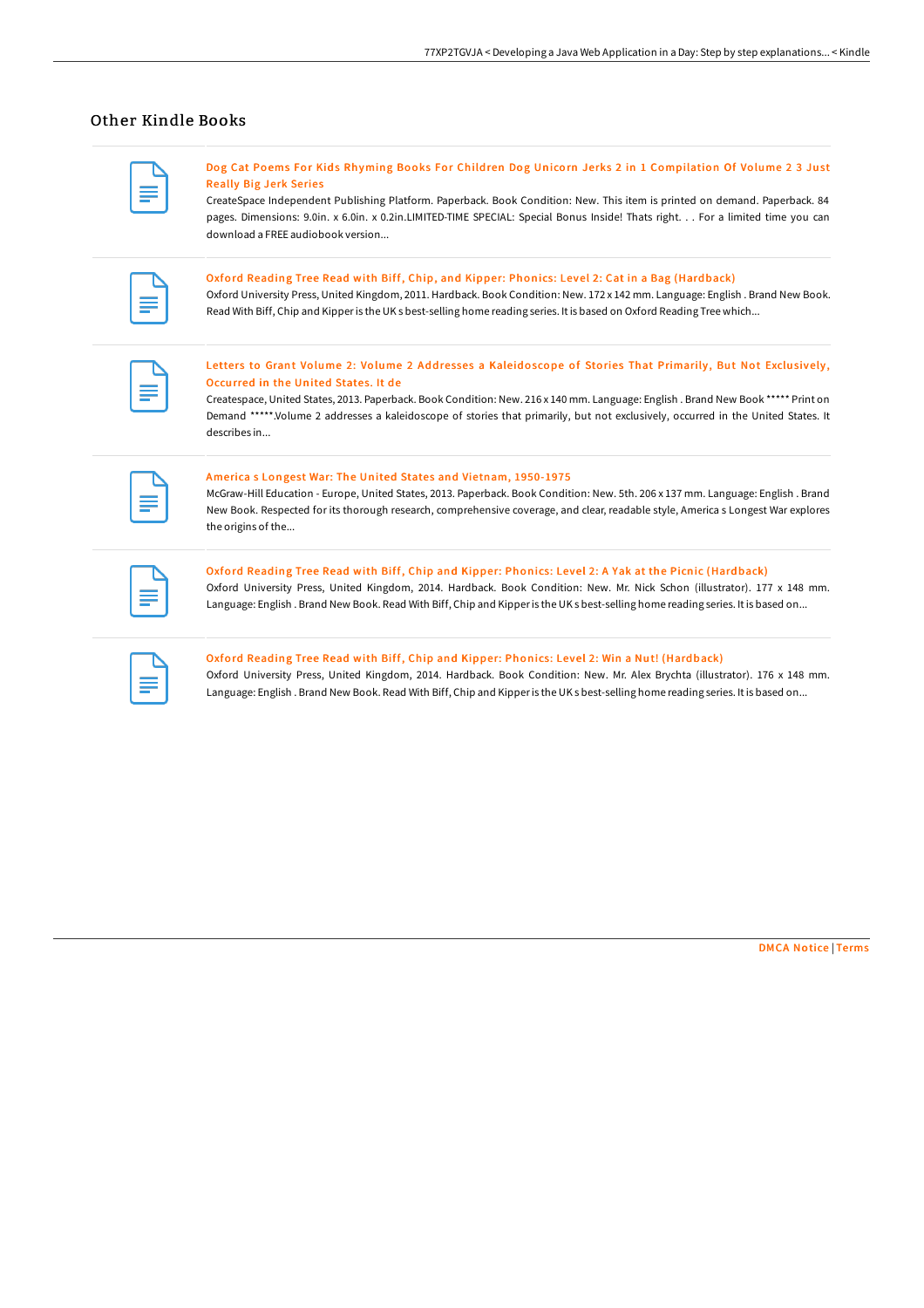## Other Kindle Books

### Dog Cat Poems For Kids Rhyming Books For Children Dog Unicorn Jerks 2 in 1 Compilation Of Volume 2 3 Just Really Big Jerk Series

CreateSpace Independent Publishing Platform. Paperback. Book Condition: New. This item is printed on demand. Paperback. 84 pages. Dimensions: 9.0in. x 6.0in. x 0.2in.LIMITED-TIME SPECIAL: Special Bonus Inside! Thats right. . . For a limited time you can download a FREE audiobook version...

### Oxford Reading Tree Read with Biff, Chip, and Kipper: Phonics: Level 2: Cat in a Bag (Hardback)

Oxford University Press, United Kingdom, 2011. Hardback. Book Condition: New. 172 x 142 mm. Language: English . Brand New Book. Read With Biff, Chip and Kipper is the UK s best-selling home reading series. It is based on Oxford Reading Tree which...

### Letters to Grant Volume 2: Volume 2 Addresses a Kaleidoscope of Stories That Primarily, But Not Exclusively, Occurred in the United States. It de

Createspace, United States, 2013. Paperback. Book Condition: New. 216 x 140 mm. Language: English . Brand New Book ***** Print on Demand *****.Volume 2 addresses a kaleidoscope of stories that primarily, but not exclusively, occurred in the United States. It describes in...

### America s Longest War: The United States and Vietnam, 1950-1975

McGraw-Hill Education - Europe, United States, 2013. Paperback. Book Condition: New. 5th. 206 x 137 mm. Language: English . Brand New Book. Respected for its thorough research, comprehensive coverage, and clear, readable style, America s Longest War explores the origins of the...

### Oxford Reading Tree Read with Biff, Chip and Kipper: Phonics: Level 2: A Yak at the Picnic (Hardback)

Oxford University Press, United Kingdom, 2014. Hardback. Book Condition: New. Mr. Nick Schon (illustrator). 177 x 148 mm. Language: English . Brand New Book. Read With Biff, Chip and Kipper is the UK s best-selling home reading series. It is based on...

### Oxford Reading Tree Read with Biff, Chip and Kipper: Phonics: Level 2: Win a Nut! (Hardback)

Oxford University Press, United Kingdom, 2014. Hardback. Book Condition: New. Mr. Alex Brychta (illustrator). 176 x 148 mm. Language: English . Brand New Book. Read With Biff, Chip and Kipper is the UK s best-selling home reading series. It is based on...